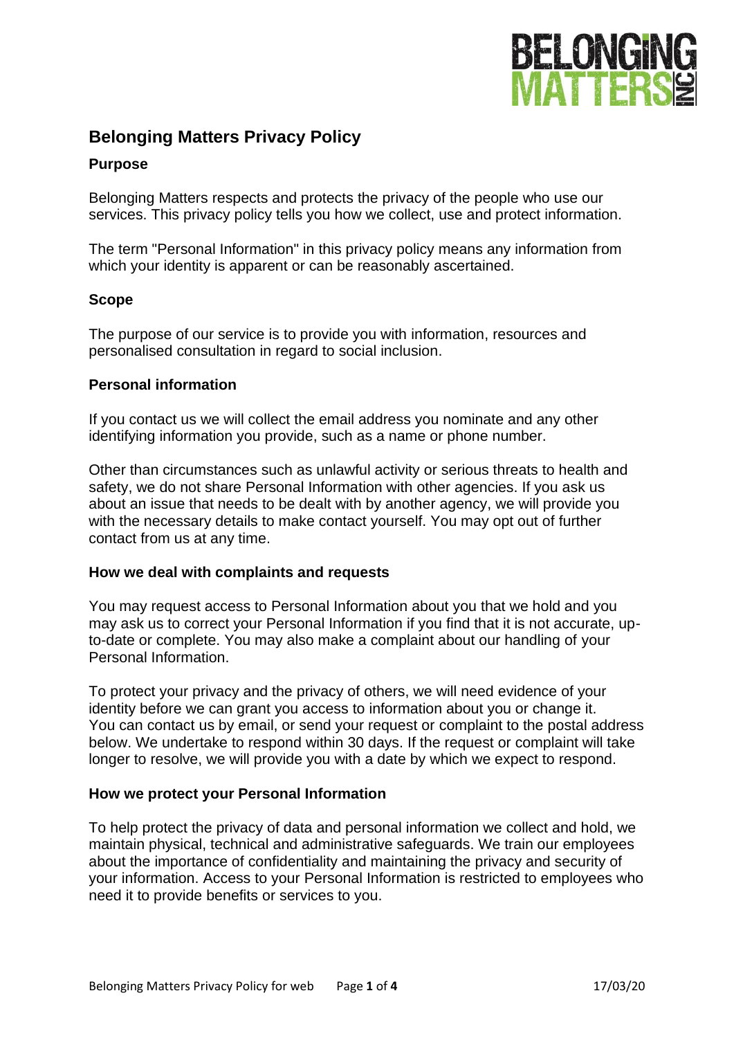# Belonging Matters Privacy Policy

## Purpose

Belonging Matters respects and protects the privacy of the people who use our services. This privacy policy tells you how we collect, use and protect information.

The term "Personal Information" in this privacy policy means any information from which your identity is apparent or can be reasonably ascertained.

## Scope

The purpose of our service is to provide you with information, resources and personalised consultation in regard to social inclusion.

## Personal information

If you contact us we will collect the email address you nominate and any other identifying information you provide, such as a name or phone number.

Other than circumstances such as unlawful activity or serious threats to health and safety, we do not share Personal Information with other agencies. If you ask us about an issue that needs to be dealt with by another agency, we will provide you with the necessary details to make contact yourself. You may opt out of further contact from us at any time.

## How we deal with complaints and requests

You may request access to Personal Information about you that we hold and you may ask us to correct your Personal Information if you find that it is not accurate, up-to-date or complete. You may also make a complaint about our handling of your Personal Information.

To protect your privacy and the privacy of others, we will need evidence of your identity before we can grant you access to information about you or change it. You can contact us by email, or send your request or complaint to the postal address below. We undertake to respond within 30 days. If the request or complaint will take longer to resolve, we will provide you with a date by which we expect to respond.

## How we protect your Personal Information

To help protect the privacy of data and personal information we collect and hold, we maintain physical, technical and administrative safeguards. We train our employees about the importance of confidentiality and maintaining the privacy and security of your information. Access to your Personal Information is restricted to employees who need it to provide benefits or services to you.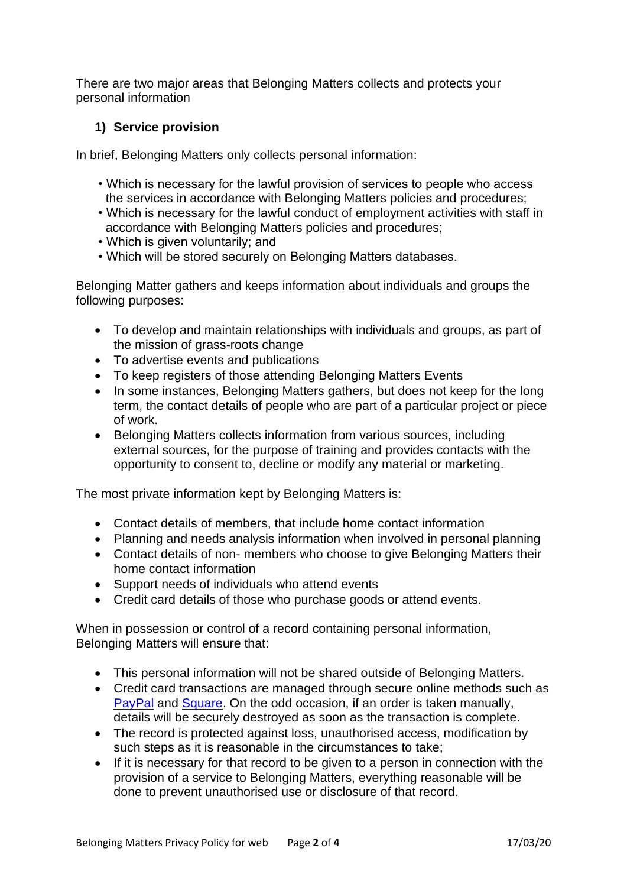There are two major areas that Belonging Matters collects and protects your personal information

1) **Service provision**

In brief, Belonging Matters only collects personal information:

- Which is necessary for the lawful provision of services to people who access the services in accordance with Belonging Matters policies and procedures;
- Which is necessary for the lawful conduct of employment activities with staff in accordance with Belonging Matters policies and procedures;
- Which is given voluntarily; and
- Which will be stored securely on Belonging Matters databases.

Belonging Matter gathers and keeps information about individuals and groups the following purposes:

- To develop and maintain relationships with individuals and groups, as part of the mission of grass-roots change
- To advertise events and publications
- To keep registers of those attending Belonging Matters Events
- In some instances, Belonging Matters gathers, but does not keep for the long term, the contact details of people who are part of a particular project or piece of work.
- Belonging Matters collects information from various sources, including external sources, for the purpose of training and provides contacts with the opportunity to consent to, decline or modify any material or marketing.

The most private information kept by Belonging Matters is:

- Contact details of members, that include home contact information
- Planning and needs analysis information when involved in personal planning
- Contact details of non- members who choose to give Belonging Matters their home contact information
- Support needs of individuals who attend events
- Credit card details of those who purchase goods or attend events.

When in possession or control of a record containing personal information, Belonging Matters will ensure that:

- This personal information will not be shared outside of Belonging Matters.
- Credit card transactions are managed through secure online methods such as PayPal and Square. On the odd occasion, if an order is taken manually, details will be securely destroyed as soon as the transaction is complete.
- The record is protected against loss, unauthorised access, modification by such steps as it is reasonable in the circumstances to take;
- If it is necessary for that record to be given to a person in connection with the provision of a service to Belonging Matters, everything reasonable will be done to prevent unauthorised use or disclosure of that record.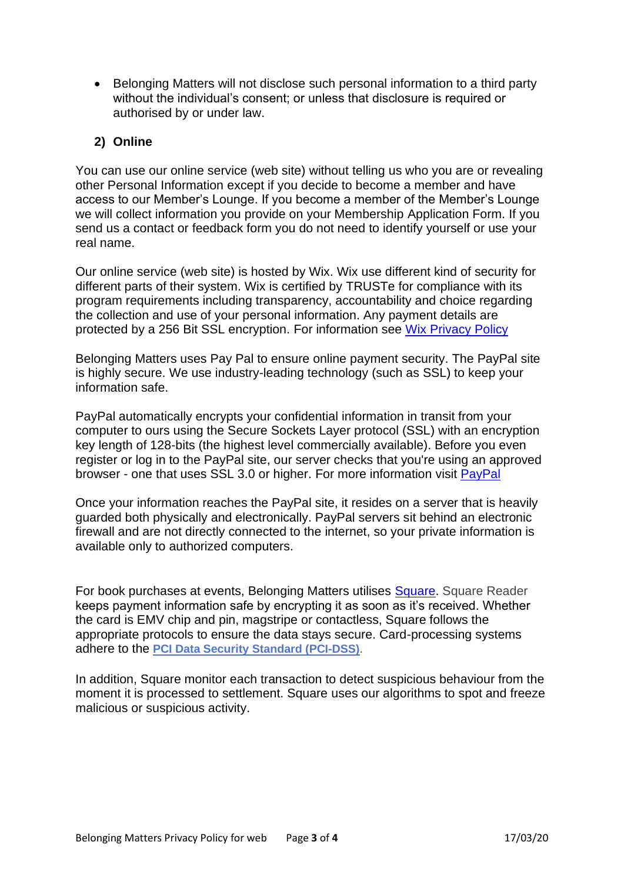- Belonging Matters will not disclose such personal information to a third party without the individual's consent; or unless that disclosure is required or authorised by or under law.

**2) Online**

You can use our online service (web site) without telling us who you are or revealing other Personal Information except if you decide to become a member and have access to our Member's Lounge. If you become a member of the Member's Lounge we will collect information you provide on your Membership Application Form. If you send us a contact or feedback form you do not need to identify yourself or use your real name.

Our online service (web site) is hosted by Wix. Wix use different kind of security for different parts of their system. Wix is certified by TRUSTe for compliance with its program requirements including transparency, accountability and choice regarding the collection and use of your personal information. Any payment details are protected by a 256 Bit SSL encryption. For information see Wix Privacy Policy

Belonging Matters uses Pay Pal to ensure online payment security. The PayPal site is highly secure. We use industry-leading technology (such as SSL) to keep your information safe.

PayPal automatically encrypts your confidential information in transit from your computer to ours using the Secure Sockets Layer protocol (SSL) with an encryption key length of 128-bits (the highest level commercially available). Before you even register or log in to the PayPal site, our server checks that you're using an approved browser - one that uses SSL 3.0 or higher. For more information visit PayPal

Once your information reaches the PayPal site, it resides on a server that is heavily guarded both physically and electronically. PayPal servers sit behind an electronic firewall and are not directly connected to the internet, so your private information is available only to authorized computers.

For book purchases at events, Belonging Matters utilises Square. Square Reader keeps payment information safe by encrypting it as soon as it's received. Whether the card is EMV chip and pin, magstripe or contactless, Square follows the appropriate protocols to ensure the data stays secure. Card-processing systems adhere to the **PCI Data Security Standard (PCI-DSS)**.

In addition, Square monitor each transaction to detect suspicious behaviour from the moment it is processed to settlement. Square uses our algorithms to spot and freeze malicious or suspicious activity.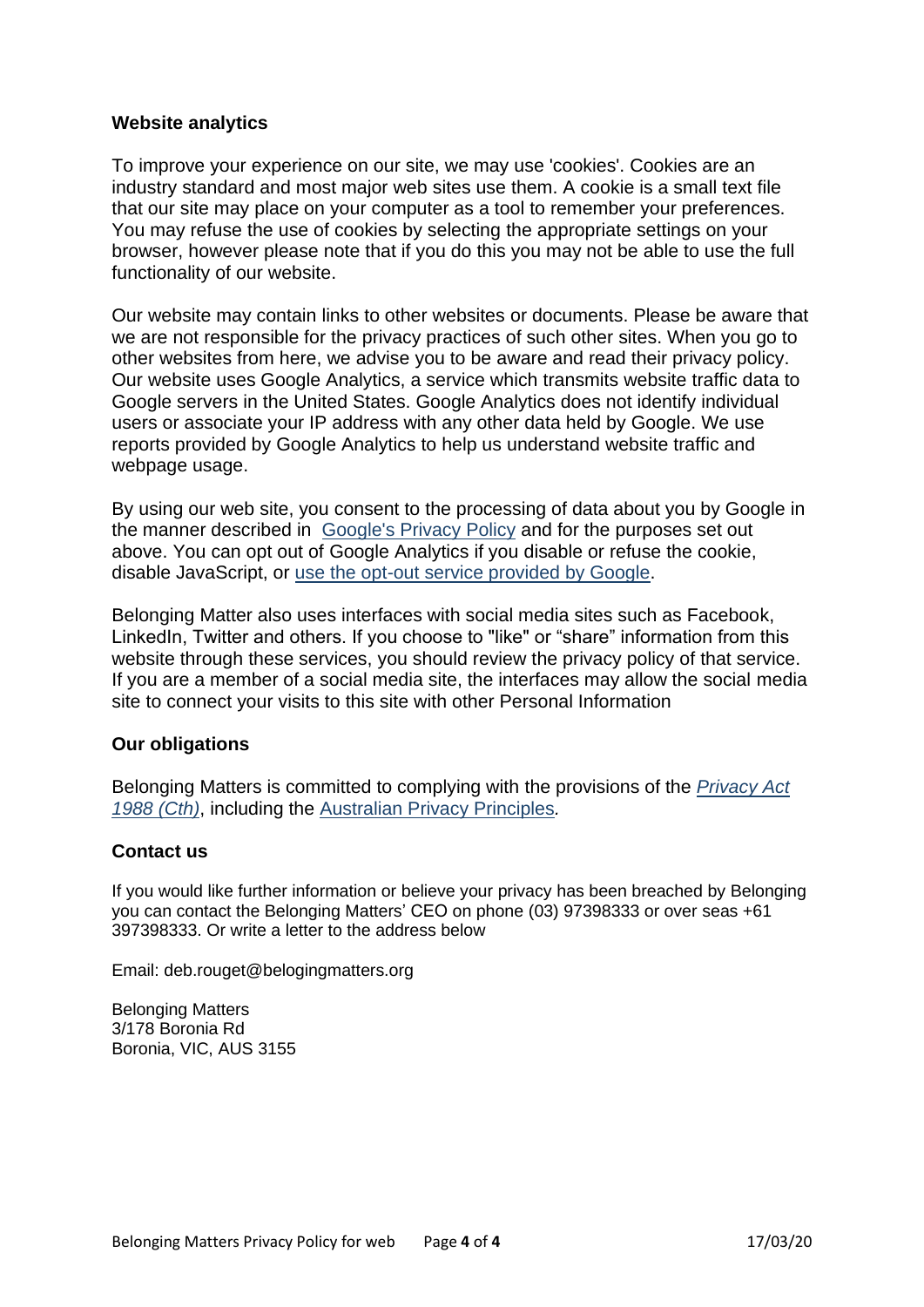### Website analytics

To improve your experience on our site, we may use 'cookies'. Cookies are an industry standard and most major web sites use them. A cookie is a small text file that our site may place on your computer as a tool to remember your preferences. You may refuse the use of cookies by selecting the appropriate settings on your browser, however please note that if you do this you may not be able to use the full functionality of our website.

Our website may contain links to other websites or documents. Please be aware that we are not responsible for the privacy practices of such other sites. When you go to other websites from here, we advise you to be aware and read their privacy policy. Our website uses Google Analytics, a service which transmits website traffic data to Google servers in the United States. Google Analytics does not identify individual users or associate your IP address with any other data held by Google. We use reports provided by Google Analytics to help us understand website traffic and webpage usage.

By using our web site, you consent to the processing of data about you by Google in the manner described in Google's Privacy Policy and for the purposes set out above. You can opt out of Google Analytics if you disable or refuse the cookie, disable JavaScript, or use the opt-out service provided by Google.

Belonging Matter also uses interfaces with social media sites such as Facebook, LinkedIn, Twitter and others. If you choose to "like" or "share" information from this website through these services, you should review the privacy policy of that service. If you are a member of a social media site, the interfaces may allow the social media site to connect your visits to this site with other Personal Information

### Our obligations

Belonging Matters is committed to complying with the provisions of the *Privacy Act 1988 (Cth)*, including the Australian Privacy Principles*.*

### Contact us

If you would like further information or believe your privacy has been breached by Belonging you can contact the Belonging Matters' CEO on phone (03) 97398333 or over seas +61 397398333. Or write a letter to the address below

Email: deb.rouget@belogingmatters.org

Belonging Matters  
3/178 Boronia Rd  
Boronia, VIC, AUS 3155